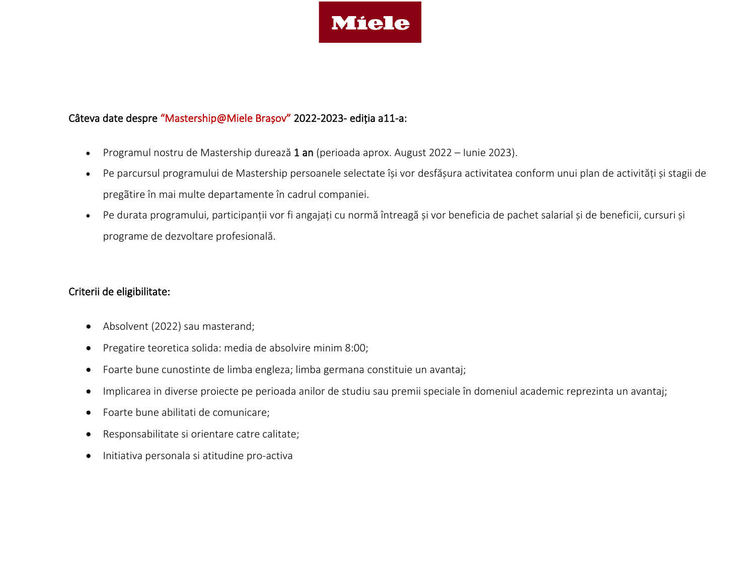Miele

Câteva date despre "Mastership@Miele Brașov" 2022-2023- ediția a11-a:

- Programul nostru de Mastership durează **1 an** (perioada aprox. August 2022 – Iunie 2023).
- Pe parcursul programului de Mastership persoanele selectate își vor desfășura activitatea conform unui plan de activități și stagii de pregătire în mai multe departamente în cadrul companiei.
- Pe durata programului, participanții vor fi angajați cu normă întreagă și vor beneficia de pachet salarial și de beneficii, cursuri și programe de dezvoltare profesională.

Criterii de eligibilitate:

- Absolvent (2022) sau masterand;
- Pregatire teoretica solida: media de absolvire minim 8:00;
- Foarte bune cunostinte de limba engleza; limba germana constituie un avantaj;
- Implicarea in diverse proiecte pe perioada anilor de studiu sau premii speciale în domeniul academic reprezinta un avantaj;
- Foarte bune abilitati de comunicare;
- Responsabilitate si orientare catre calitate;
- Initiativa personala si atitudine pro-activa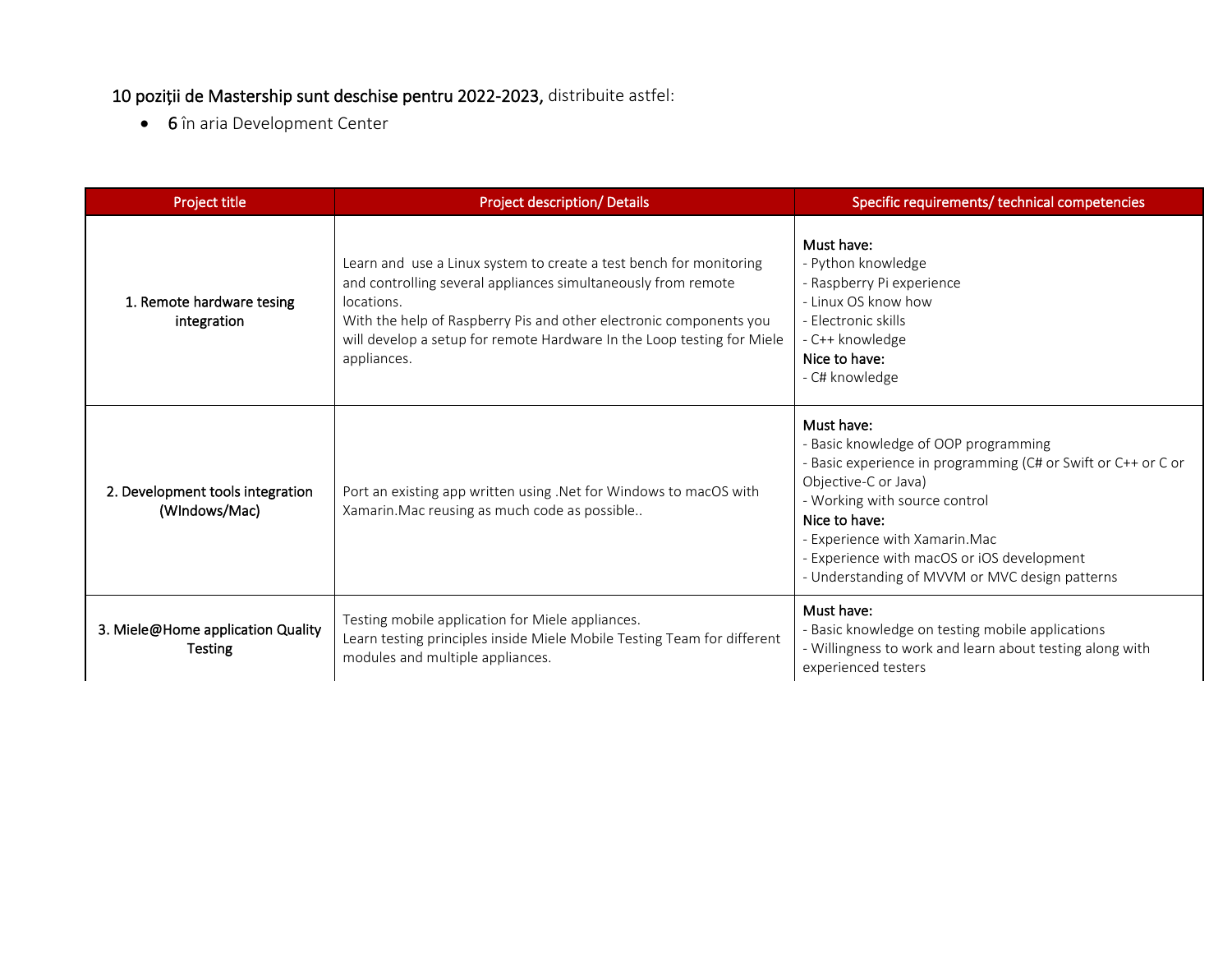**10 poziții de Mastership sunt deschise pentru 2022-2023,** distribuite astfel:

- **6** în aria Development Center

| Project title | Project description/ Details | Specific requirements/ technical competencies |
|---|---|---|
| **1. Remote hardware tesing integration** | Learn and use a Linux system to create a test bench for monitoring and controlling several appliances simultaneously from remote locations.<br>With the help of Raspberry Pis and other electronic components you will develop a setup for remote Hardware In the Loop testing for Miele appliances. | **Must have:**<br>- Python knowledge<br>- Raspberry Pi experience<br>- Linux OS know how<br>- Electronic skills<br>- C++ knowledge<br>**Nice to have:**<br>- C# knowledge |
| **2. Development tools integration (WIndows/Mac)** | Port an existing app written using .Net for Windows to macOS with Xamarin.Mac reusing as much code as possible.. | **Must have:**<br>- Basic knowledge of OOP programming<br>- Basic experience in programming (C# or Swift or C++ or C or Objective-C or Java)<br>- Working with source control<br>**Nice to have:**<br>- Experience with Xamarin.Mac<br>- Experience with macOS or iOS development<br>- Understanding of MVVM or MVC design patterns |
| **3. Miele@Home application Quality Testing** | Testing mobile application for Miele appliances.<br>Learn testing principles inside Miele Mobile Testing Team for different modules and multiple appliances. | **Must have:**<br>- Basic knowledge on testing mobile applications<br>- Willingness to work and learn about testing along with experienced testers |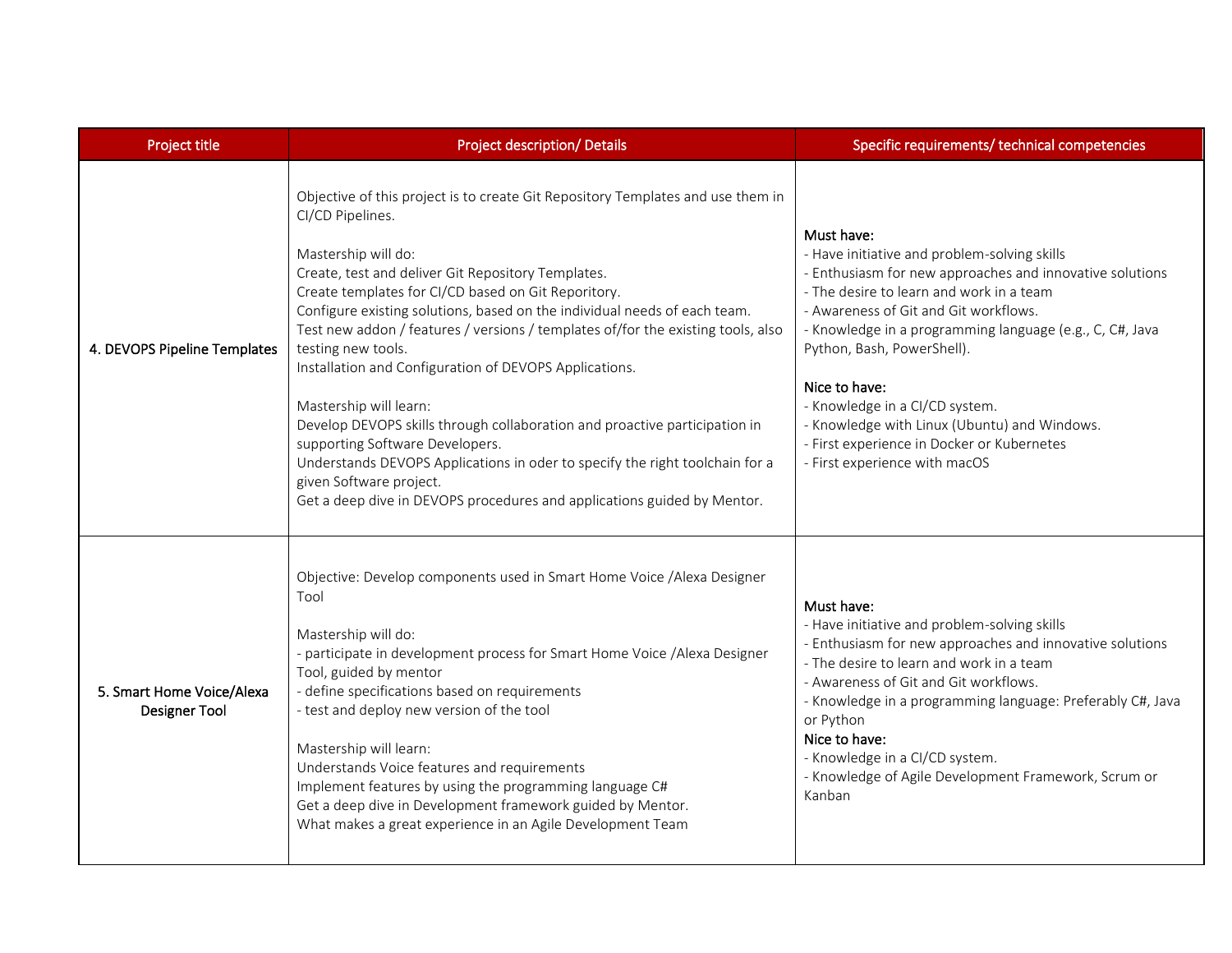| Project title | Project description/ Details | Specific requirements/ technical competencies |
|---|---|---|
| **4. DEVOPS Pipeline Templates** | Objective of this project is to create Git Repository Templates and use them in CI/CD Pipelines.<br><br>Mastership will do:<br>Create, test and deliver Git Repository Templates.<br>Create templates for CI/CD based on Git Reporitory.<br>Configure existing solutions, based on the individual needs of each team.<br>Test new addon / features / versions / templates of/for the existing tools, also testing new tools.<br>Installation and Configuration of DEVOPS Applications.<br><br>Mastership will learn:<br>Develop DEVOPS skills through collaboration and proactive participation in supporting Software Developers.<br>Understands DEVOPS Applications in oder to specify the right toolchain for a given Software project.<br>Get a deep dive in DEVOPS procedures and applications guided by Mentor. | Must have:<br>- Have initiative and problem-solving skills<br>- Enthusiasm for new approaches and innovative solutions<br>- The desire to learn and work in a team<br>- Awareness of Git and Git workflows.<br>- Knowledge in a programming language (e.g., C, C#, Java Python, Bash, PowerShell).<br><br>Nice to have:<br>- Knowledge in a CI/CD system.<br>- Knowledge with Linux (Ubuntu) and Windows.<br>- First experience in Docker or Kubernetes<br>- First experience with macOS |
| **5. Smart Home Voice/Alexa Designer Tool** | Objective: Develop components used in Smart Home Voice /Alexa Designer Tool<br><br>Mastership will do:<br>- participate in development process for Smart Home Voice /Alexa Designer Tool, guided by mentor<br>- define specifications based on requirements<br>- test and deploy new version of the tool<br><br>Mastership will learn:<br>Understands Voice features and requirements<br>Implement features by using the programming language C#<br>Get a deep dive in Development framework guided by Mentor.<br>What makes a great experience in an Agile Development Team | Must have:<br>- Have initiative and problem-solving skills<br>- Enthusiasm for new approaches and innovative solutions<br>- The desire to learn and work in a team<br>- Awareness of Git and Git workflows.<br>- Knowledge in a programming language: Preferably C#, Java or Python<br>Nice to have:<br>- Knowledge in a CI/CD system.<br>- Knowledge of Agile Development Framework, Scrum or Kanban |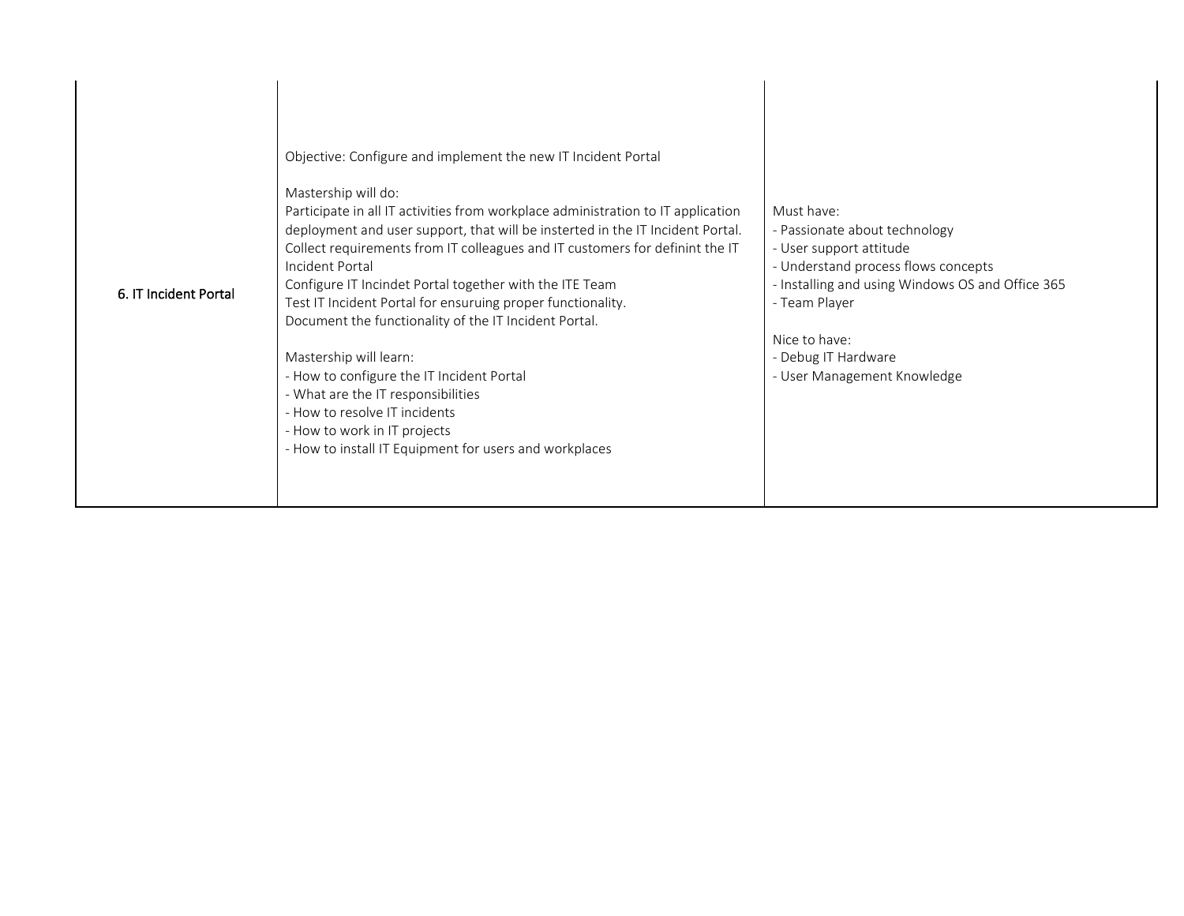| | | |
|---|---|---|
| 6. IT Incident Portal | Objective: Configure and implement the new IT Incident Portal<br><br>Mastership will do:<br>Participate in all IT activities from workplace administration to IT application deployment and user support, that will be insterted in the IT Incident Portal.<br>Collect requirements from IT colleagues and IT customers for definint the IT Incident Portal<br>Configure IT Incindet Portal together with the ITE Team<br>Test IT Incident Portal for ensuruing proper functionality.<br>Document the functionality of the IT Incident Portal.<br><br>Mastership will learn:<br>- How to configure the IT Incident Portal<br>- What are the IT responsibilities<br>- How to resolve IT incidents<br>- How to work in IT projects<br>- How to install IT Equipment for users and workplaces | Must have:<br>- Passionate about technology<br>- User support attitude<br>- Understand process flows concepts<br>- Installing and using Windows OS and Office 365<br>- Team Player<br><br>Nice to have:<br>- Debug IT Hardware<br>- User Management Knowledge |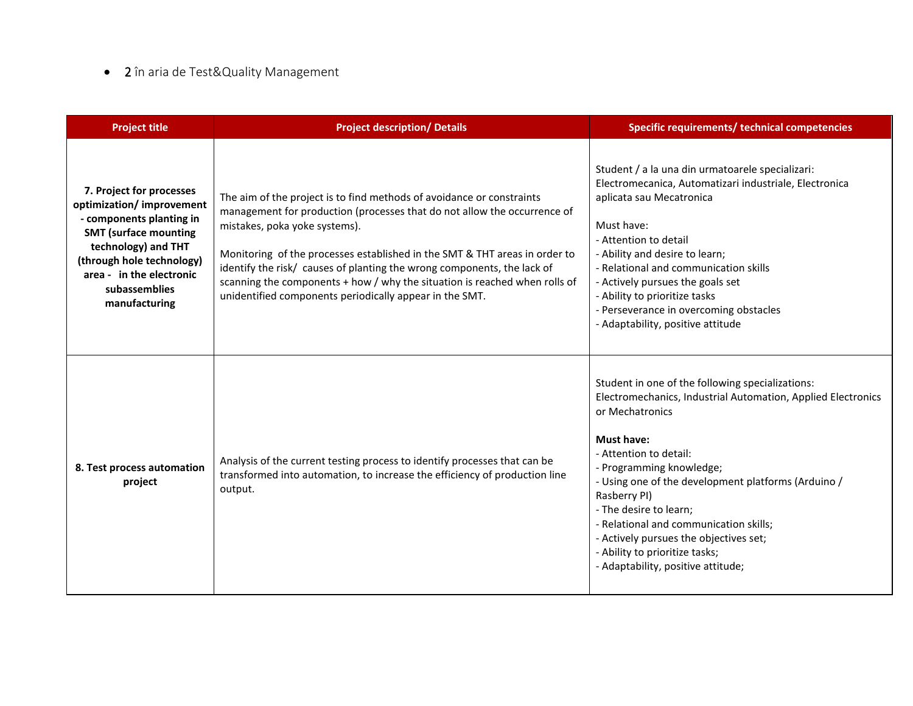- 2 în aria de Test&Quality Management

| Project title | Project description/ Details | Specific requirements/ technical competencies |
| --- | --- | --- |
| **7. Project for processes optimization/ improvement - components planting in SMT (surface mounting technology) and THT (through hole technology) area - in the electronic subassemblies manufacturing** | The aim of the project is to find methods of avoidance or constraints management for production (processes that do not allow the occurrence of mistakes, poka yoke systems).<br><br>Monitoring of the processes established in the SMT & THT areas in order to identify the risk/ causes of planting the wrong components, the lack of scanning the components + how / why the situation is reached when rolls of unidentified components periodically appear in the SMT. | Student / a la una din urmatoarele specializari: Electromecanica, Automatizari industriale, Electronica aplicata sau Mecatronica<br><br>Must have:<br>- Attention to detail<br>- Ability and desire to learn;<br>- Relational and communication skills<br>- Actively pursues the goals set<br>- Ability to prioritize tasks<br>- Perseverance in overcoming obstacles<br>- Adaptability, positive attitude |
| **8. Test process automation project** | Analysis of the current testing process to identify processes that can be transformed into automation, to increase the efficiency of production line output. | Student in one of the following specializations: Electromechanics, Industrial Automation, Applied Electronics or Mechatronics<br><br>**Must have:**<br>- Attention to detail:<br>- Programming knowledge;<br>- Using one of the development platforms (Arduino / Rasberry PI)<br>- The desire to learn;<br>- Relational and communication skills;<br>- Actively pursues the objectives set;<br>- Ability to prioritize tasks;<br>- Adaptability, positive attitude; |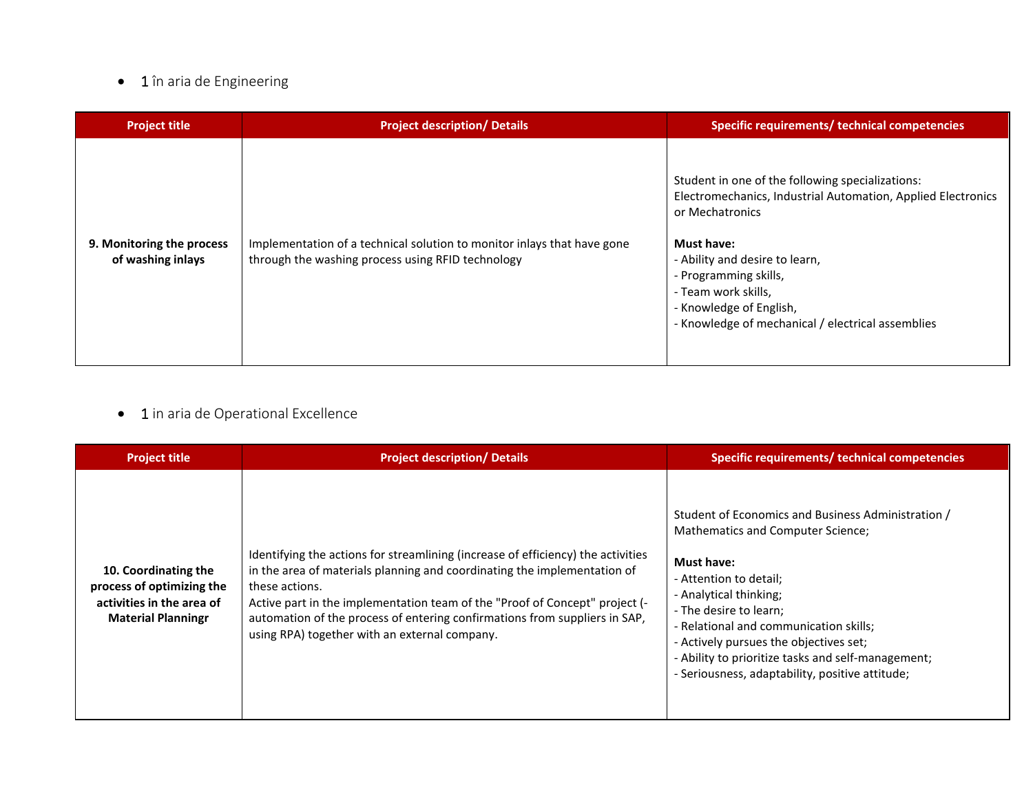- 1 în aria de Engineering

| Project title | Project description/ Details | Specific requirements/ technical competencies |
|---|---|---|
| **9. Monitoring the process of washing inlays** | Implementation of a technical solution to monitor inlays that have gone through the washing process using RFID technology | Student in one of the following specializations: Electromechanics, Industrial Automation, Applied Electronics or Mechatronics<br><br>**Must have:**<br>- Ability and desire to learn,<br>- Programming skills,<br>- Team work skills,<br>- Knowledge of English,<br>- Knowledge of mechanical / electrical assemblies |

- 1 in aria de Operational Excellence

| Project title | Project description/ Details | Specific requirements/ technical competencies |
|---|---|---|
| **10. Coordinating the process of optimizing the activities in the area of Material Planningr** | Identifying the actions for streamlining (increase of efficiency) the activities in the area of materials planning and coordinating the implementation of these actions.<br>Active part in the implementation team of the "Proof of Concept" project (- automation of the process of entering confirmations from suppliers in SAP, using RPA) together with an external company. | Student of Economics and Business Administration / Mathematics and Computer Science;<br><br>**Must have:**<br>- Attention to detail;<br>- Analytical thinking;<br>- The desire to learn;<br>- Relational and communication skills;<br>- Actively pursues the objectives set;<br>- Ability to prioritize tasks and self-management;<br>- Seriousness, adaptability, positive attitude; |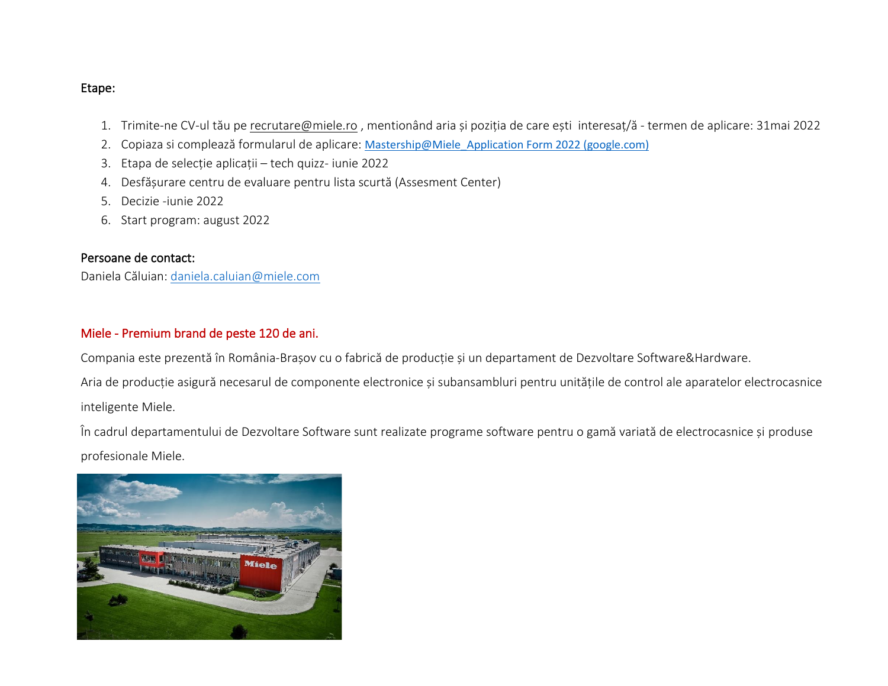Etape:

1. Trimite-ne CV-ul tău pe recrutare@miele.ro , mentionând aria și poziția de care ești  interesaț/ă - termen de aplicare: 31mai 2022
2. Copiaza si compleazǎ formularul de aplicare: Mastership@Miele_Application Form 2022 (google.com)
3. Etapa de selecție aplicații – tech quizz- iunie 2022
4. Desfășurare centru de evaluare pentru lista scurtă (Assesment Center)
5. Decizie -iunie 2022
6. Start program: august 2022

Persoane de contact:
Daniela Căluian: daniela.caluian@miele.com

Miele - Premium brand de peste 120 de ani.

Compania este prezentă în România-Brașov cu o fabrică de producție și un departament de Dezvoltare Software&Hardware.

Aria de producție asigură necesarul de componente electronice și subansambluri pentru unitățile de control ale aparatelor electrocasnice inteligente Miele.

În cadrul departamentului de Dezvoltare Software sunt realizate programe software pentru o gamă variată de electrocasnice și produse profesionale Miele.